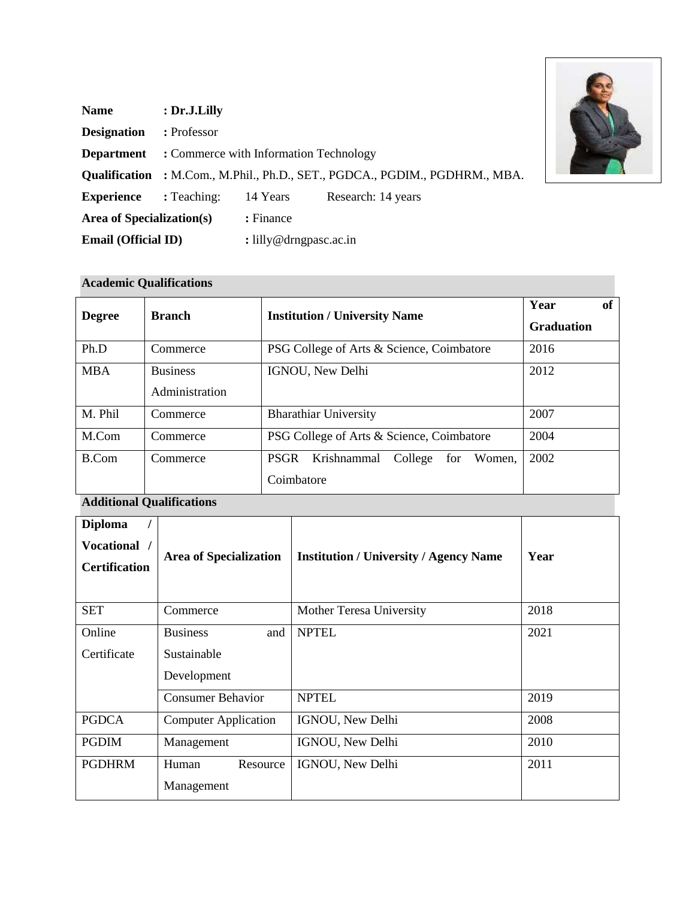**Name** : **Dr.J.Lilly**

**Designation** : Professor

**Department** : Commerce with Information Technology

**Qualification** : M.Com., M.Phil., Ph.D., SET., PGDCA., PGDIM., PGDHRM., MBA.

**Experience** : Teaching: 14 Years Research: 14 years

**Area of Specialization(s)** : Finance

**Email (Official ID)** : lilly@drngpasc.ac.in

**Academic Qualifications**

| **Degree** | **Branch** | **Institution / University Name** | **Year of Graduation** |
|---|---|---|---|
| Ph.D | Commerce | PSG College of Arts & Science, Coimbatore | 2016 |
| MBA | Business Administration | IGNOU, New Delhi | 2012 |
| M. Phil | Commerce | Bharathiar University | 2007 |
| M.Com | Commerce | PSG College of Arts & Science, Coimbatore | 2004 |
| B.Com | Commerce | PSGR Krishnammal College for Women, Coimbatore | 2002 |

**Additional Qualifications**

| **Diploma / Vocational / Certification** | **Area of Specialization** | **Institution / University / Agency Name** | **Year** |
|---|---|---|---|
| SET | Commerce | Mother Teresa University | 2018 |
| Online Certificate | Business and Sustainable Development | NPTEL | 2021 |
| | Consumer Behavior | NPTEL | 2019 |
| PGDCA | Computer Application | IGNOU, New Delhi | 2008 |
| PGDIM | Management | IGNOU, New Delhi | 2010 |
| PGDHRM | Human Resource Management | IGNOU, New Delhi | 2011 |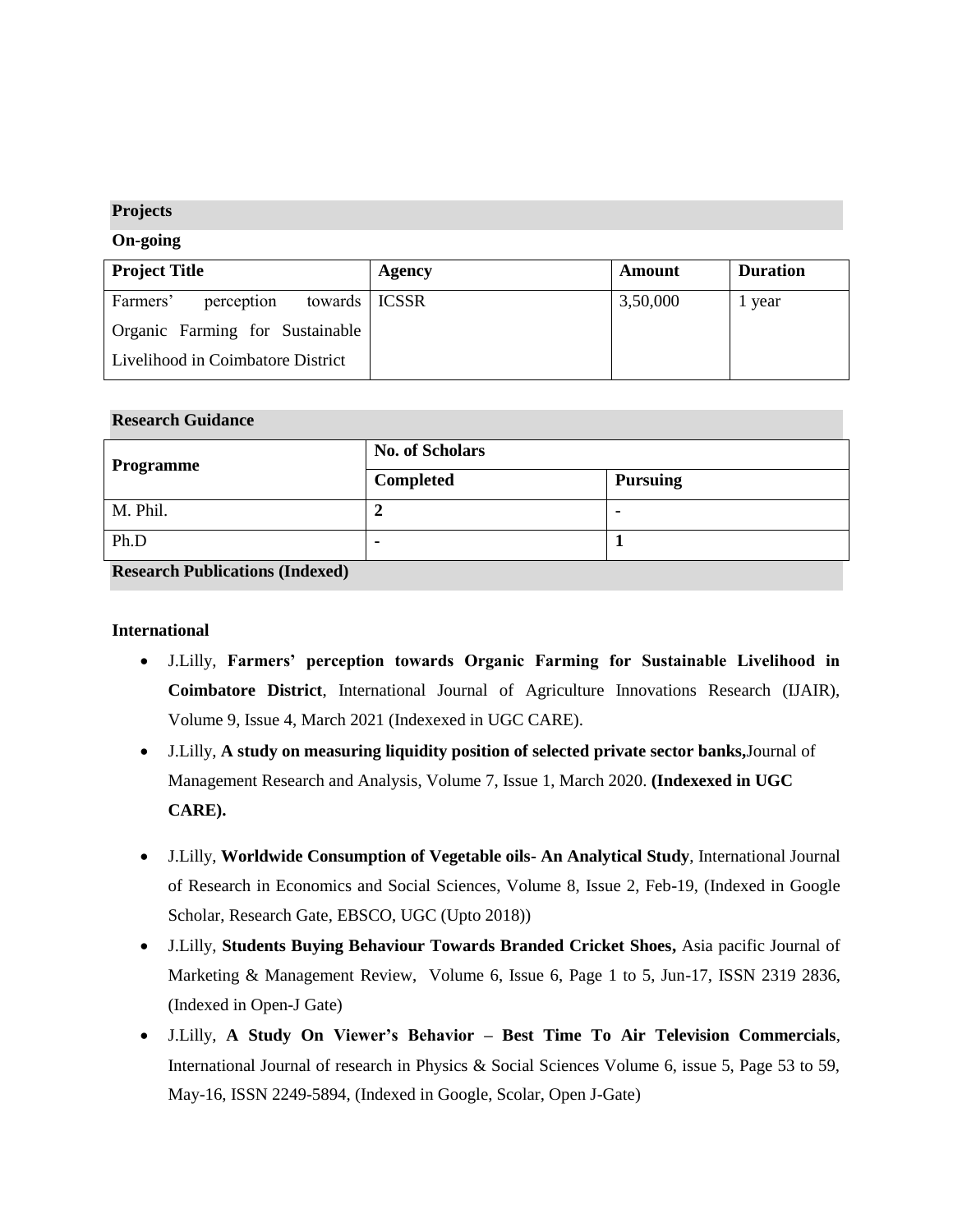## Projects

**On-going**

| **Project Title** | **Agency** | **Amount** | **Duration** |
|---|---|---|---|
| Farmers' perception towards Organic Farming for Sustainable Livelihood in Coimbatore District | ICSSR | 3,50,000 | 1 year |

## Research Guidance

| **Programme** | **No. of Scholars** | |
|---|---|---|
| | **Completed** | **Pursuing** |
| M. Phil. | **2** | **-** |
| Ph.D | **-** | **1** |

## Research Publications (Indexed)

**International**

- J.Lilly, **Farmers' perception towards Organic Farming for Sustainable Livelihood in Coimbatore District**, International Journal of Agriculture Innovations Research (IJAIR), Volume 9, Issue 4, March 2021 (Indexexed in UGC CARE).
- J.Lilly, **A study on measuring liquidity position of selected private sector banks,** Journal of Management Research and Analysis, Volume 7, Issue 1, March 2020. **(Indexexed in UGC CARE).**
- J.Lilly, **Worldwide Consumption of Vegetable oils- An Analytical Study**, International Journal of Research in Economics and Social Sciences, Volume 8, Issue 2, Feb-19, (Indexed in Google Scholar, Research Gate, EBSCO, UGC (Upto 2018))
- J.Lilly, **Students Buying Behaviour Towards Branded Cricket Shoes,** Asia pacific Journal of Marketing & Management Review, Volume 6, Issue 6, Page 1 to 5, Jun-17, ISSN 2319 2836, (Indexed in Open-J Gate)
- J.Lilly, **A Study On Viewer's Behavior – Best Time To Air Television Commercials**, International Journal of research in Physics & Social Sciences Volume 6, issue 5, Page 53 to 59, May-16, ISSN 2249-5894, (Indexed in Google, Scolar, Open J-Gate)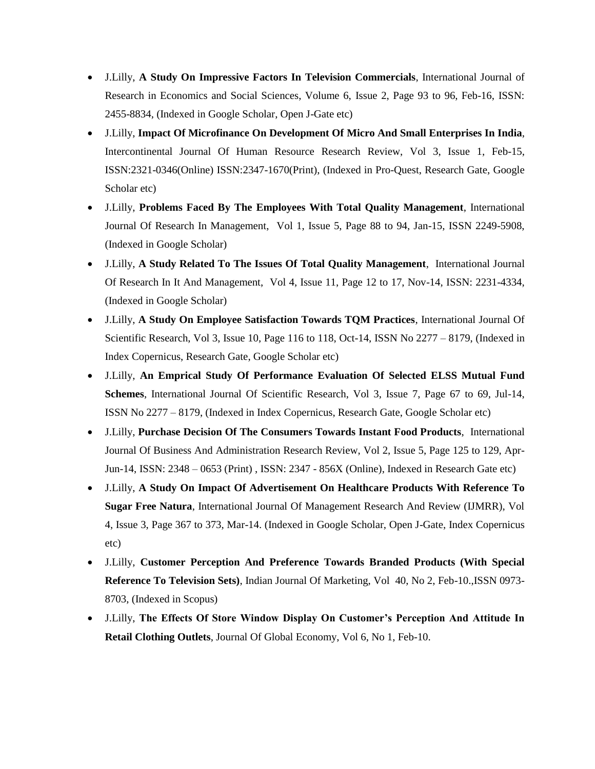- J.Lilly, **A Study On Impressive Factors In Television Commercials**, International Journal of Research in Economics and Social Sciences, Volume 6, Issue 2, Page 93 to 96, Feb-16, ISSN: 2455-8834, (Indexed in Google Scholar, Open J-Gate etc)
- J.Lilly, **Impact Of Microfinance On Development Of Micro And Small Enterprises In India**, Intercontinental Journal Of Human Resource Research Review, Vol 3, Issue 1, Feb-15, ISSN:2321-0346(Online) ISSN:2347-1670(Print), (Indexed in Pro-Quest, Research Gate, Google Scholar etc)
- J.Lilly, **Problems Faced By The Employees With Total Quality Management**, International Journal Of Research In Management, Vol 1, Issue 5, Page 88 to 94, Jan-15, ISSN 2249-5908, (Indexed in Google Scholar)
- J.Lilly, **A Study Related To The Issues Of Total Quality Management**, International Journal Of Research In It And Management, Vol 4, Issue 11, Page 12 to 17, Nov-14, ISSN: 2231-4334, (Indexed in Google Scholar)
- J.Lilly, **A Study On Employee Satisfaction Towards TQM Practices**, International Journal Of Scientific Research, Vol 3, Issue 10, Page 116 to 118, Oct-14, ISSN No 2277 – 8179, (Indexed in Index Copernicus, Research Gate, Google Scholar etc)
- J.Lilly, **An Emprical Study Of Performance Evaluation Of Selected ELSS Mutual Fund Schemes**, International Journal Of Scientific Research, Vol 3, Issue 7, Page 67 to 69, Jul-14, ISSN No 2277 – 8179, (Indexed in Index Copernicus, Research Gate, Google Scholar etc)
- J.Lilly, **Purchase Decision Of The Consumers Towards Instant Food Products**, International Journal Of Business And Administration Research Review, Vol 2, Issue 5, Page 125 to 129, Apr-Jun-14, ISSN: 2348 – 0653 (Print) , ISSN: 2347 - 856X (Online), Indexed in Research Gate etc)
- J.Lilly, **A Study On Impact Of Advertisement On Healthcare Products With Reference To Sugar Free Natura**, International Journal Of Management Research And Review (IJMRR), Vol 4, Issue 3, Page 367 to 373, Mar-14. (Indexed in Google Scholar, Open J-Gate, Index Copernicus etc)
- J.Lilly, **Customer Perception And Preference Towards Branded Products (With Special Reference To Television Sets)**, Indian Journal Of Marketing, Vol 40, No 2, Feb-10.,ISSN 0973-8703, (Indexed in Scopus)
- J.Lilly, **The Effects Of Store Window Display On Customer's Perception And Attitude In Retail Clothing Outlets**, Journal Of Global Economy, Vol 6, No 1, Feb-10.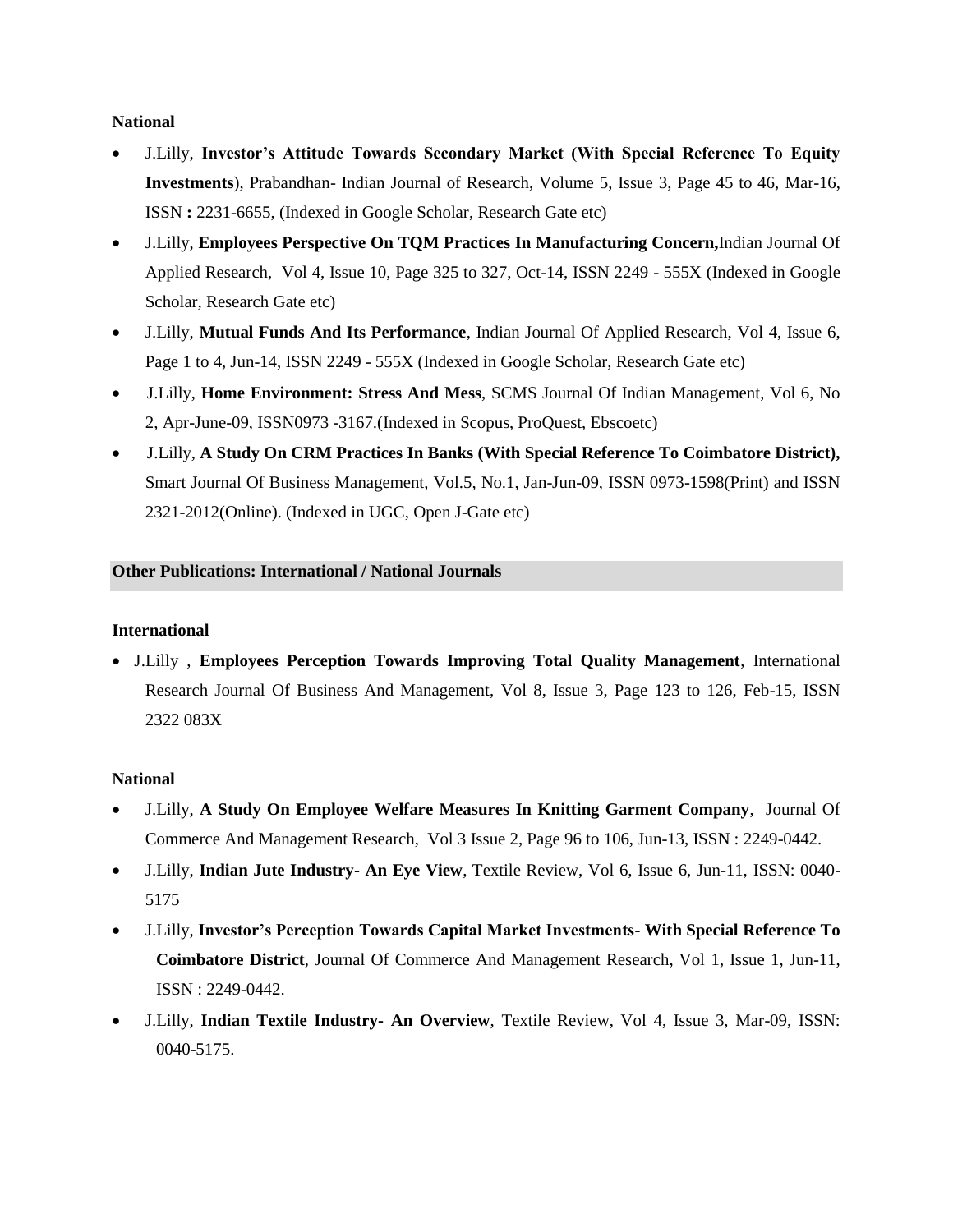### National

- J.Lilly, **Investor's Attitude Towards Secondary Market (With Special Reference To Equity Investments**), Prabandhan- Indian Journal of Research, Volume 5, Issue 3, Page 45 to 46, Mar-16, ISSN **:** 2231-6655, (Indexed in Google Scholar, Research Gate etc)
- J.Lilly, **Employees Perspective On TQM Practices In Manufacturing Concern,**Indian Journal Of Applied Research, Vol 4, Issue 10, Page 325 to 327, Oct-14, ISSN 2249 - 555X (Indexed in Google Scholar, Research Gate etc)
- J.Lilly, **Mutual Funds And Its Performance**, Indian Journal Of Applied Research, Vol 4, Issue 6, Page 1 to 4, Jun-14, ISSN 2249 - 555X (Indexed in Google Scholar, Research Gate etc)
- J.Lilly, **Home Environment: Stress And Mess**, SCMS Journal Of Indian Management, Vol 6, No 2, Apr-June-09, ISSN0973 -3167.(Indexed in Scopus, ProQuest, Ebscoetc)
- J.Lilly, **A Study On CRM Practices In Banks (With Special Reference To Coimbatore District),** Smart Journal Of Business Management, Vol.5, No.1, Jan-Jun-09, ISSN 0973-1598(Print) and ISSN 2321-2012(Online). (Indexed in UGC, Open J-Gate etc)

## Other Publications: International / National Journals

### International

- J.Lilly , **Employees Perception Towards Improving Total Quality Management**, International Research Journal Of Business And Management, Vol 8, Issue 3, Page 123 to 126, Feb-15, ISSN 2322 083X

### National

- J.Lilly, **A Study On Employee Welfare Measures In Knitting Garment Company**, Journal Of Commerce And Management Research, Vol 3 Issue 2, Page 96 to 106, Jun-13, ISSN : 2249-0442.
- J.Lilly, **Indian Jute Industry- An Eye View**, Textile Review, Vol 6, Issue 6, Jun-11, ISSN: 0040-5175
- J.Lilly, **Investor's Perception Towards Capital Market Investments- With Special Reference To Coimbatore District**, Journal Of Commerce And Management Research, Vol 1, Issue 1, Jun-11, ISSN : 2249-0442.
- J.Lilly, **Indian Textile Industry- An Overview**, Textile Review, Vol 4, Issue 3, Mar-09, ISSN: 0040-5175.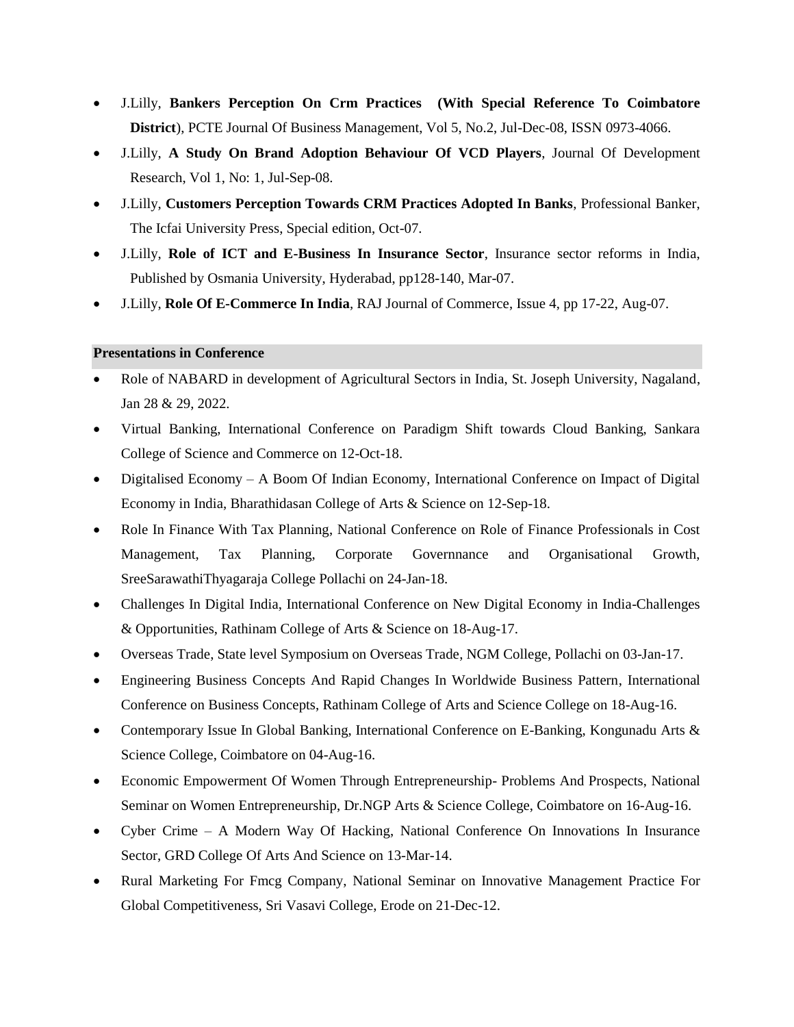- J.Lilly, **Bankers Perception On Crm Practices (With Special Reference To Coimbatore District**), PCTE Journal Of Business Management, Vol 5, No.2, Jul-Dec-08, ISSN 0973-4066.
- J.Lilly, **A Study On Brand Adoption Behaviour Of VCD Players**, Journal Of Development Research, Vol 1, No: 1, Jul-Sep-08.
- J.Lilly, **Customers Perception Towards CRM Practices Adopted In Banks**, Professional Banker, The Icfai University Press, Special edition, Oct-07.
- J.Lilly, **Role of ICT and E-Business In Insurance Sector**, Insurance sector reforms in India, Published by Osmania University, Hyderabad, pp128-140, Mar-07.
- J.Lilly, **Role Of E-Commerce In India**, RAJ Journal of Commerce, Issue 4, pp 17-22, Aug-07.

## Presentations in Conference

- Role of NABARD in development of Agricultural Sectors in India, St. Joseph University, Nagaland, Jan 28 & 29, 2022.
- Virtual Banking, International Conference on Paradigm Shift towards Cloud Banking, Sankara College of Science and Commerce on 12-Oct-18.
- Digitalised Economy – A Boom Of Indian Economy, International Conference on Impact of Digital Economy in India, Bharathidasan College of Arts & Science on 12-Sep-18.
- Role In Finance With Tax Planning, National Conference on Role of Finance Professionals in Cost Management, Tax Planning, Corporate Governnance and Organisational Growth, SreeSarawathiThyagaraja College Pollachi on 24-Jan-18.
- Challenges In Digital India, International Conference on New Digital Economy in India-Challenges & Opportunities, Rathinam College of Arts & Science on 18-Aug-17.
- Overseas Trade, State level Symposium on Overseas Trade, NGM College, Pollachi on 03-Jan-17.
- Engineering Business Concepts And Rapid Changes In Worldwide Business Pattern, International Conference on Business Concepts, Rathinam College of Arts and Science College on 18-Aug-16.
- Contemporary Issue In Global Banking, International Conference on E-Banking, Kongunadu Arts & Science College, Coimbatore on 04-Aug-16.
- Economic Empowerment Of Women Through Entrepreneurship- Problems And Prospects, National Seminar on Women Entrepreneurship, Dr.NGP Arts & Science College, Coimbatore on 16-Aug-16.
- Cyber Crime – A Modern Way Of Hacking, National Conference On Innovations In Insurance Sector, GRD College Of Arts And Science on 13-Mar-14.
- Rural Marketing For Fmcg Company, National Seminar on Innovative Management Practice For Global Competitiveness, Sri Vasavi College, Erode on 21-Dec-12.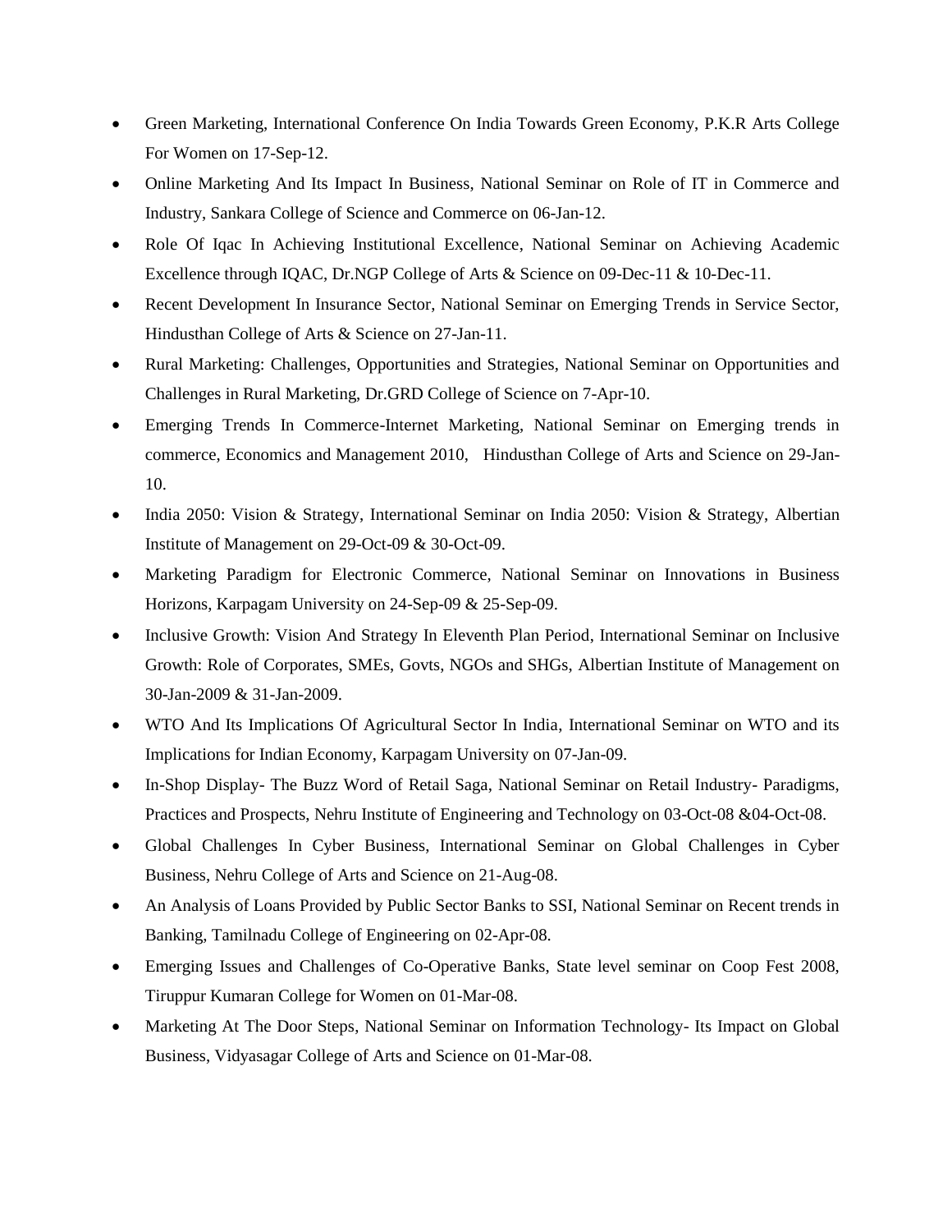- Green Marketing, International Conference On India Towards Green Economy, P.K.R Arts College For Women on 17-Sep-12.
- Online Marketing And Its Impact In Business, National Seminar on Role of IT in Commerce and Industry, Sankara College of Science and Commerce on 06-Jan-12.
- Role Of Iqac In Achieving Institutional Excellence, National Seminar on Achieving Academic Excellence through IQAC, Dr.NGP College of Arts & Science on 09-Dec-11 & 10-Dec-11.
- Recent Development In Insurance Sector, National Seminar on Emerging Trends in Service Sector, Hindusthan College of Arts & Science on 27-Jan-11.
- Rural Marketing: Challenges, Opportunities and Strategies, National Seminar on Opportunities and Challenges in Rural Marketing, Dr.GRD College of Science on 7-Apr-10.
- Emerging Trends In Commerce-Internet Marketing, National Seminar on Emerging trends in commerce, Economics and Management 2010, Hindusthan College of Arts and Science on 29-Jan-10.
- India 2050: Vision & Strategy, International Seminar on India 2050: Vision & Strategy, Albertian Institute of Management on 29-Oct-09 & 30-Oct-09.
- Marketing Paradigm for Electronic Commerce, National Seminar on Innovations in Business Horizons, Karpagam University on 24-Sep-09 & 25-Sep-09.
- Inclusive Growth: Vision And Strategy In Eleventh Plan Period, International Seminar on Inclusive Growth: Role of Corporates, SMEs, Govts, NGOs and SHGs, Albertian Institute of Management on 30-Jan-2009 & 31-Jan-2009.
- WTO And Its Implications Of Agricultural Sector In India, International Seminar on WTO and its Implications for Indian Economy, Karpagam University on 07-Jan-09.
- In-Shop Display- The Buzz Word of Retail Saga, National Seminar on Retail Industry- Paradigms, Practices and Prospects, Nehru Institute of Engineering and Technology on 03-Oct-08 &04-Oct-08.
- Global Challenges In Cyber Business, International Seminar on Global Challenges in Cyber Business, Nehru College of Arts and Science on 21-Aug-08.
- An Analysis of Loans Provided by Public Sector Banks to SSI, National Seminar on Recent trends in Banking, Tamilnadu College of Engineering on 02-Apr-08.
- Emerging Issues and Challenges of Co-Operative Banks, State level seminar on Coop Fest 2008, Tiruppur Kumaran College for Women on 01-Mar-08.
- Marketing At The Door Steps, National Seminar on Information Technology- Its Impact on Global Business, Vidyasagar College of Arts and Science on 01-Mar-08.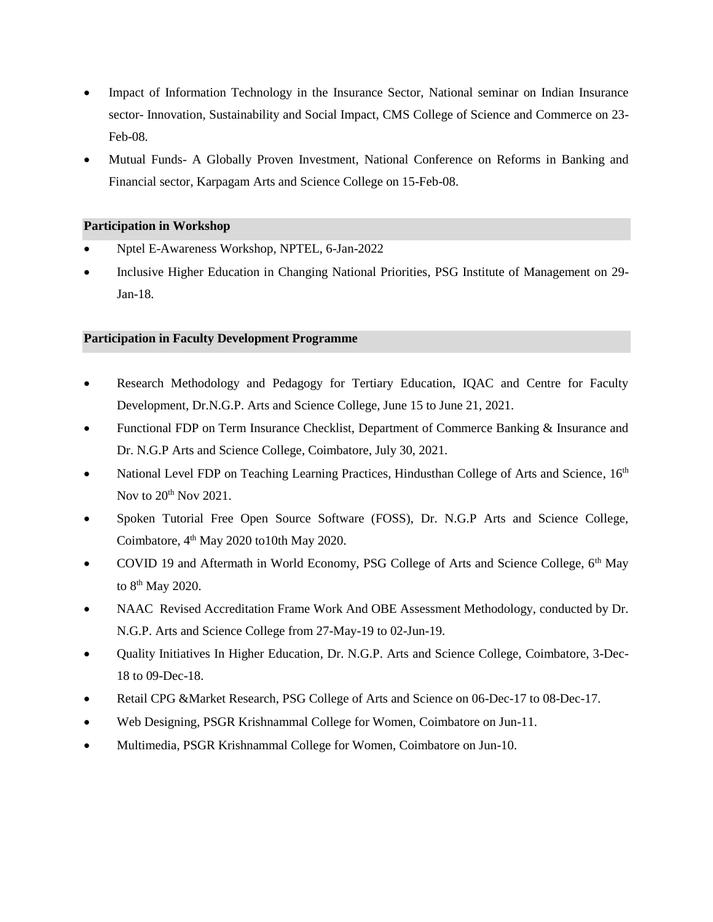- Impact of Information Technology in the Insurance Sector, National seminar on Indian Insurance sector- Innovation, Sustainability and Social Impact, CMS College of Science and Commerce on 23-Feb-08.
- Mutual Funds- A Globally Proven Investment, National Conference on Reforms in Banking and Financial sector, Karpagam Arts and Science College on 15-Feb-08.

**Participation in Workshop**

- Nptel E-Awareness Workshop, NPTEL, 6-Jan-2022
- Inclusive Higher Education in Changing National Priorities, PSG Institute of Management on 29-Jan-18.

**Participation in Faculty Development Programme**

- Research Methodology and Pedagogy for Tertiary Education, IQAC and Centre for Faculty Development, Dr.N.G.P. Arts and Science College, June 15 to June 21, 2021.
- Functional FDP on Term Insurance Checklist, Department of Commerce Banking & Insurance and Dr. N.G.P Arts and Science College, Coimbatore, July 30, 2021.
- National Level FDP on Teaching Learning Practices, Hindusthan College of Arts and Science, 16th Nov to 20th Nov 2021.
- Spoken Tutorial Free Open Source Software (FOSS), Dr. N.G.P Arts and Science College, Coimbatore, 4th May 2020 to10th May 2020.
- COVID 19 and Aftermath in World Economy, PSG College of Arts and Science College, 6th May to 8th May 2020.
- NAAC Revised Accreditation Frame Work And OBE Assessment Methodology, conducted by Dr. N.G.P. Arts and Science College from 27-May-19 to 02-Jun-19.
- Quality Initiatives In Higher Education, Dr. N.G.P. Arts and Science College, Coimbatore, 3-Dec-18 to 09-Dec-18.
- Retail CPG &Market Research, PSG College of Arts and Science on 06-Dec-17 to 08-Dec-17.
- Web Designing, PSGR Krishnammal College for Women, Coimbatore on Jun-11.
- Multimedia, PSGR Krishnammal College for Women, Coimbatore on Jun-10.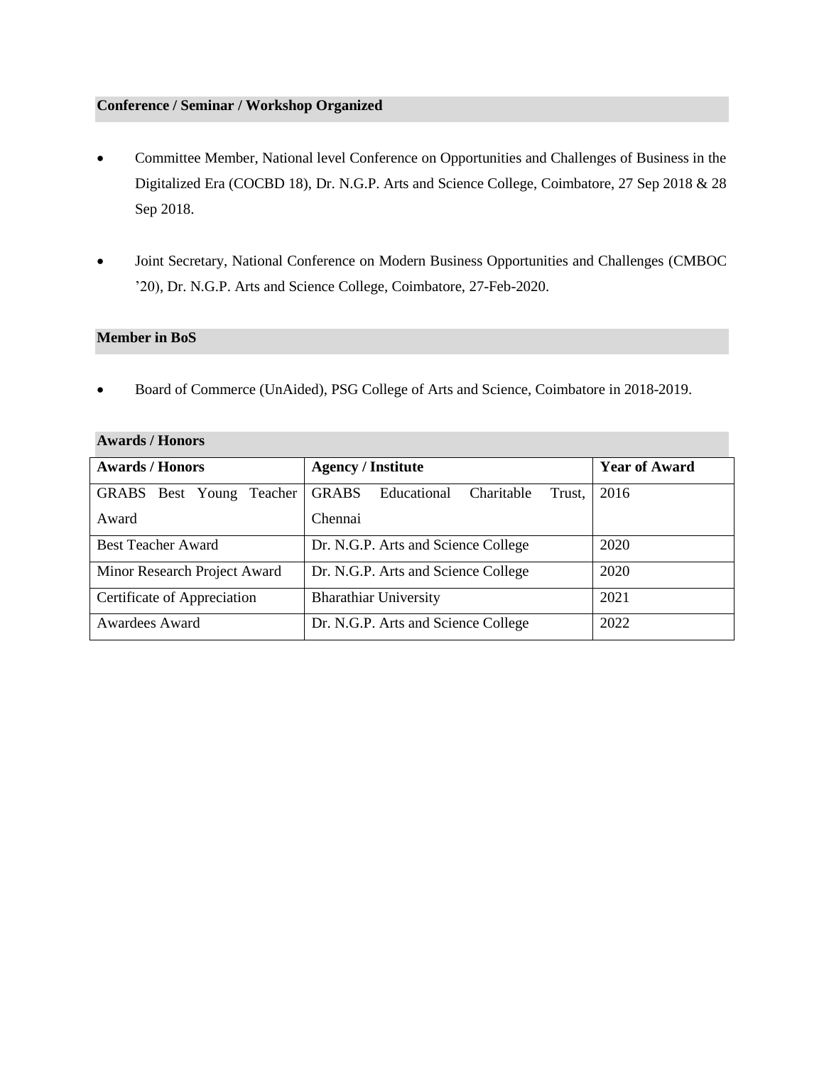## Conference / Seminar / Workshop Organized

- Committee Member, National level Conference on Opportunities and Challenges of Business in the Digitalized Era (COCBD 18), Dr. N.G.P. Arts and Science College, Coimbatore, 27 Sep 2018 & 28 Sep 2018.

- Joint Secretary, National Conference on Modern Business Opportunities and Challenges (CMBOC '20), Dr. N.G.P. Arts and Science College, Coimbatore, 27-Feb-2020.

## Member in BoS

- Board of Commerce (UnAided), PSG College of Arts and Science, Coimbatore in 2018-2019.

## Awards / Honors

| Awards / Honors | Agency / Institute | Year of Award |
|---|---|---|
| GRABS Best Young Teacher Award | GRABS Educational Charitable Trust, Chennai | 2016 |
| Best Teacher Award | Dr. N.G.P. Arts and Science College | 2020 |
| Minor Research Project Award | Dr. N.G.P. Arts and Science College | 2020 |
| Certificate of Appreciation | Bharathiar University | 2021 |
| Awardees Award | Dr. N.G.P. Arts and Science College | 2022 |